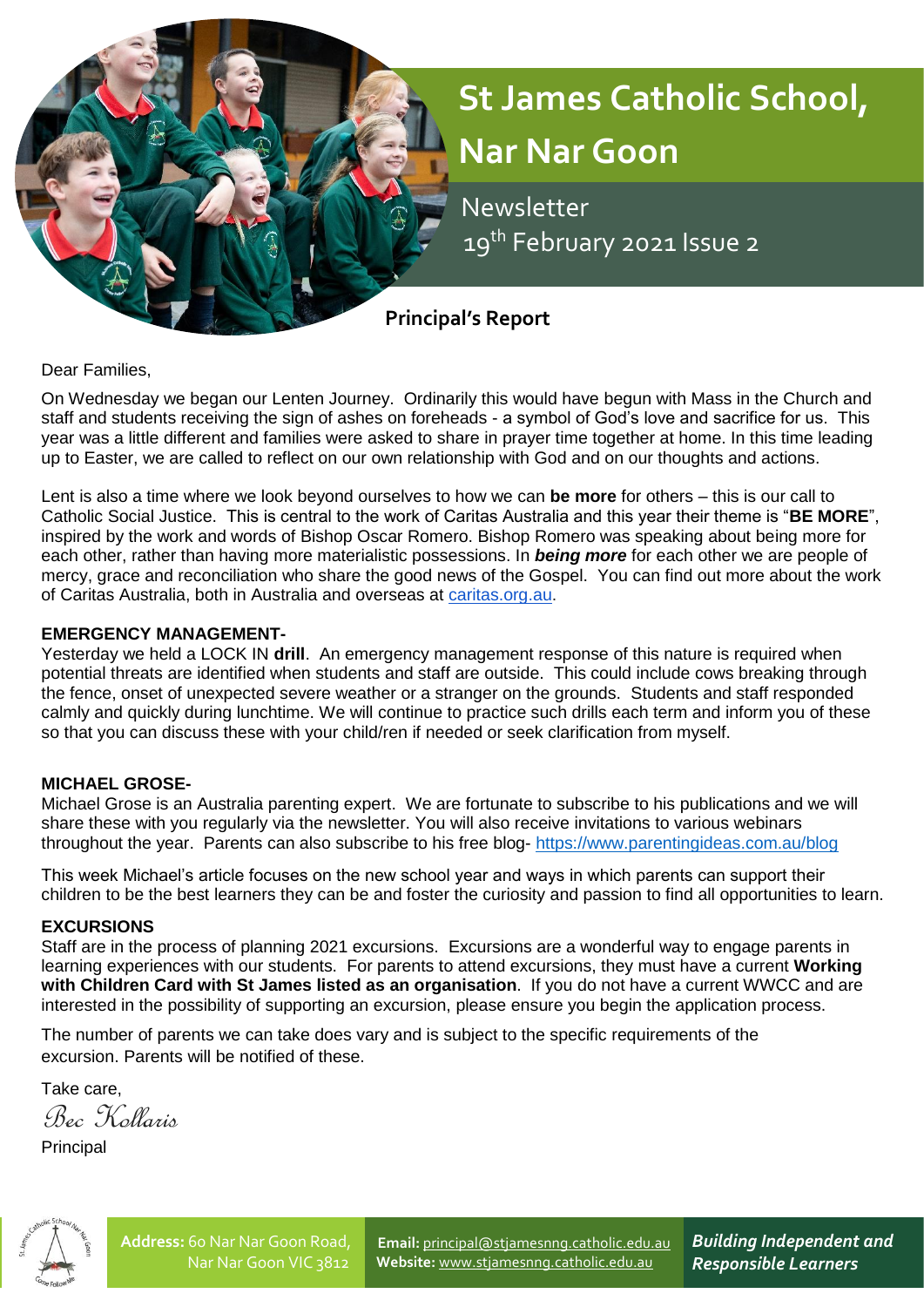# St James Catholic School, Nar Nar Goon

Newsletter
19th February 2021 Issue 2

## Principal's Report

Dear Families,

On Wednesday we began our Lenten Journey. Ordinarily this would have begun with Mass in the Church and staff and students receiving the sign of ashes on foreheads - a symbol of God's love and sacrifice for us. This year was a little different and families were asked to share in prayer time together at home. In this time leading up to Easter, we are called to reflect on our own relationship with God and on our thoughts and actions.

Lent is also a time where we look beyond ourselves to how we can **be more** for others – this is our call to Catholic Social Justice. This is central to the work of Caritas Australia and this year their theme is "**BE MORE**", inspired by the work and words of Bishop Oscar Romero. Bishop Romero was speaking about being more for each other, rather than having more materialistic possessions. In ***being more*** for each other we are people of mercy, grace and reconciliation who share the good news of the Gospel. You can find out more about the work of Caritas Australia, both in Australia and overseas at [caritas.org.au](caritas.org.au).

**EMERGENCY MANAGEMENT-**
Yesterday we held a LOCK IN **drill**. An emergency management response of this nature is required when potential threats are identified when students and staff are outside. This could include cows breaking through the fence, onset of unexpected severe weather or a stranger on the grounds. Students and staff responded calmly and quickly during lunchtime. We will continue to practice such drills each term and inform you of these so that you can discuss these with your child/ren if needed or seek clarification from myself.

**MICHAEL GROSE-**
Michael Grose is an Australia parenting expert. We are fortunate to subscribe to his publications and we will share these with you regularly via the newsletter. You will also receive invitations to various webinars throughout the year. Parents can also subscribe to his free blog- https://www.parentingideas.com.au/blog

This week Michael's article focuses on the new school year and ways in which parents can support their children to be the best learners they can be and foster the curiosity and passion to find all opportunities to learn.

**EXCURSIONS**
Staff are in the process of planning 2021 excursions. Excursions are a wonderful way to engage parents in learning experiences with our students. For parents to attend excursions, they must have a current **Working with Children Card with St James listed as an organisation**. If you do not have a current WWCC and are interested in the possibility of supporting an excursion, please ensure you begin the application process.

The number of parents we can take does vary and is subject to the specific requirements of the excursion. Parents will be notified of these.

Take care,

*Bec Kollaris*

Principal

**Address:** 60 Nar Nar Goon Road, Nar Nar Goon VIC 3812
**Email:** principal@stjamesnng.catholic.edu.au
**Website:** www.stjamesnng.catholic.edu.au

***Building Independent and Responsible Learners***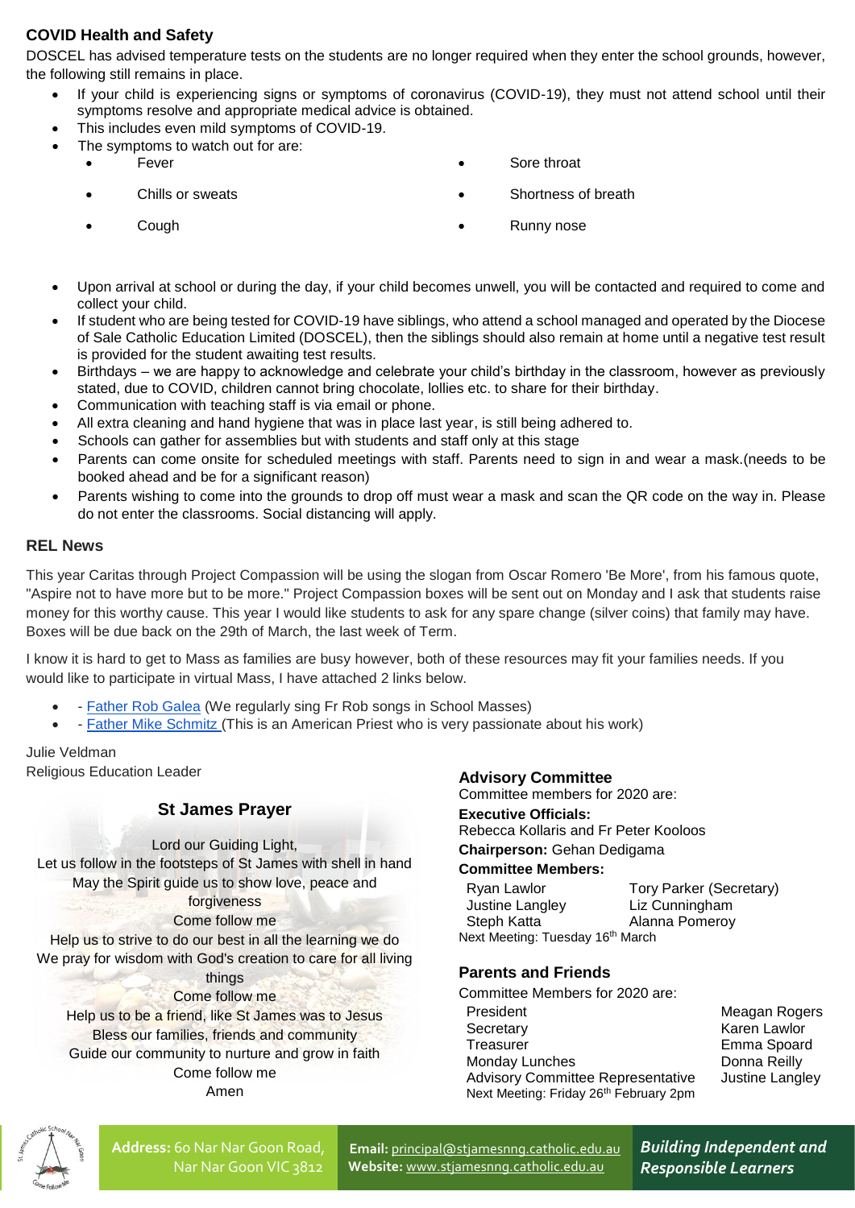## COVID Health and Safety

DOSCEL has advised temperature tests on the students are no longer required when they enter the school grounds, however, the following still remains in place.

- If your child is experiencing signs or symptoms of coronavirus (COVID-19), they must not attend school until their symptoms resolve and appropriate medical advice is obtained.
- This includes even mild symptoms of COVID-19.
- The symptoms to watch out for are:
  - Fever
  - Chills or sweats
  - Cough
  - Sore throat
  - Shortness of breath
  - Runny nose
- Upon arrival at school or during the day, if your child becomes unwell, you will be contacted and required to come and collect your child.
- If student who are being tested for COVID-19 have siblings, who attend a school managed and operated by the Diocese of Sale Catholic Education Limited (DOSCEL), then the siblings should also remain at home until a negative test result is provided for the student awaiting test results.
- Birthdays – we are happy to acknowledge and celebrate your child's birthday in the classroom, however as previously stated, due to COVID, children cannot bring chocolate, lollies etc. to share for their birthday.
- Communication with teaching staff is via email or phone.
- All extra cleaning and hand hygiene that was in place last year, is still being adhered to.
- Schools can gather for assemblies but with students and staff only at this stage
- Parents can come onsite for scheduled meetings with staff. Parents need to sign in and wear a mask.(needs to be booked ahead and be for a significant reason)
- Parents wishing to come into the grounds to drop off must wear a mask and scan the QR code on the way in. Please do not enter the classrooms. Social distancing will apply.

## REL News

This year Caritas through Project Compassion will be using the slogan from Oscar Romero 'Be More', from his famous quote, "Aspire not to have more but to be more." Project Compassion boxes will be sent out on Monday and I ask that students raise money for this worthy cause. This year I would like students to ask for any spare change (silver coins) that family may have. Boxes will be due back on the 29th of March, the last week of Term.

I know it is hard to get to Mass as families are busy however, both of these resources may fit your families needs. If you would like to participate in virtual Mass, I have attached 2 links below.

- - Father Rob Galea (We regularly sing Fr Rob songs in School Masses)
- - Father Mike Schmitz (This is an American Priest who is very passionate about his work)

Julie Veldman
Religious Education Leader

### St James Prayer

Lord our Guiding Light,
Let us follow in the footsteps of St James with shell in hand
May the Spirit guide us to show love, peace and forgiveness
Come follow me
Help us to strive to do our best in all the learning we do
We pray for wisdom with God's creation to care for all living things
Come follow me
Help us to be a friend, like St James was to Jesus
Bless our families, friends and community
Guide our community to nurture and grow in faith
Come follow me
Amen

### Advisory Committee

Committee members for 2020 are:

**Executive Officials:**
Rebecca Kollaris and Fr Peter Kooloos

**Chairperson:** Gehan Dedigama

**Committee Members:**

| | |
|---|---|
| Ryan Lawlor | Tory Parker (Secretary) |
| Justine Langley | Liz Cunningham |
| Steph Katta | Alanna Pomeroy |

Next Meeting: Tuesday 16th March

### Parents and Friends

Committee Members for 2020 are:

| | |
|---|---|
| President | Meagan Rogers |
| Secretary | Karen Lawlor |
| Treasurer | Emma Spoard |
| Monday Lunches | Donna Reilly |
| Advisory Committee Representative | Justine Langley |

Next Meeting: Friday 26th February 2pm

**Address:** 60 Nar Nar Goon Road, Nar Nar Goon VIC 3812

**Email:** principal@stjamesnng.catholic.edu.au
**Website:** www.stjamesnng.catholic.edu.au

***Building Independent and Responsible Learners***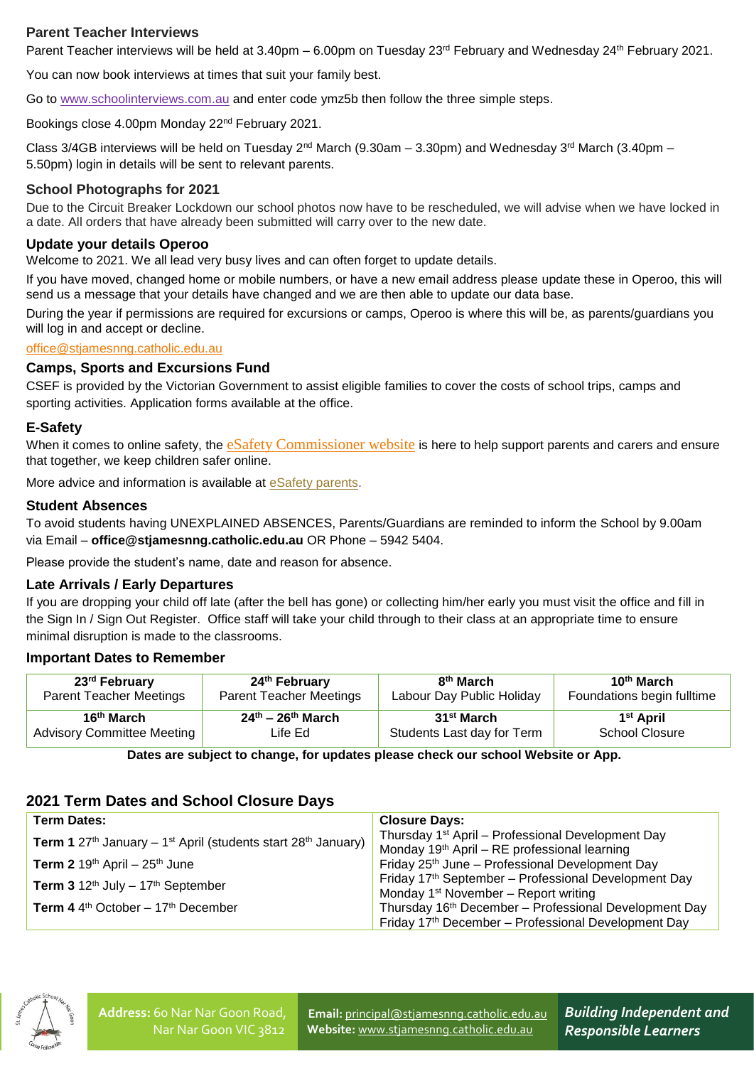### Parent Teacher Interviews

Parent Teacher interviews will be held at 3.40pm – 6.00pm on Tuesday 23rd February and Wednesday 24th February 2021.

You can now book interviews at times that suit your family best.

Go to www.schoolinterviews.com.au and enter code ymz5b then follow the three simple steps.

Bookings close 4.00pm Monday 22nd February 2021.

Class 3/4GB interviews will be held on Tuesday 2nd March (9.30am – 3.30pm) and Wednesday 3rd March (3.40pm – 5.50pm) login in details will be sent to relevant parents.

### School Photographs for 2021

Due to the Circuit Breaker Lockdown our school photos now have to be rescheduled, we will advise when we have locked in a date. All orders that have already been submitted will carry over to the new date.

### Update your details Operoo

Welcome to 2021. We all lead very busy lives and can often forget to update details.

If you have moved, changed home or mobile numbers, or have a new email address please update these in Operoo, this will send us a message that your details have changed and we are then able to update our data base.

During the year if permissions are required for excursions or camps, Operoo is where this will be, as parents/guardians you will log in and accept or decline.

office@stjamesnng.catholic.edu.au

### Camps, Sports and Excursions Fund

CSEF is provided by the Victorian Government to assist eligible families to cover the costs of school trips, camps and sporting activities. Application forms available at the office.

### E-Safety

When it comes to online safety, the eSafety Commissioner website is here to help support parents and carers and ensure that together, we keep children safer online.

More advice and information is available at eSafety parents.

### Student Absences

To avoid students having UNEXPLAINED ABSENCES, Parents/Guardians are reminded to inform the School by 9.00am via Email – **office@stjamesnng.catholic.edu.au** OR Phone – 5942 5404.

Please provide the student's name, date and reason for absence.

### Late Arrivals / Early Departures

If you are dropping your child off late (after the bell has gone) or collecting him/her early you must visit the office and fill in the Sign In / Sign Out Register. Office staff will take your child through to their class at an appropriate time to ensure minimal disruption is made to the classrooms.

### Important Dates to Remember

| **23rd February** Parent Teacher Meetings | **24th February** Parent Teacher Meetings | **8th March** Labour Day Public Holiday | **10th March** Foundations begin fulltime |
|---|---|---|---|
| **16th March** Advisory Committee Meeting | **24th – 26th March** Life Ed | **31st March** Students Last day for Term | **1st April** School Closure |

**Dates are subject to change, for updates please check our school Website or App.**

## 2021 Term Dates and School Closure Days

| **Term Dates:** | **Closure Days:** |
|---|---|
| **Term 1** 27th January – 1st April (students start 28th January) | Thursday 1st April – Professional Development Day<br>Monday 19th April – RE professional learning |
| **Term 2** 19th April – 25th June | Friday 25th June – Professional Development Day |
| **Term 3** 12th July – 17th September | Friday 17th September – Professional Development Day<br>Monday 1st November – Report writing |
| **Term 4** 4th October – 17th December | Thursday 16th December – Professional Development Day<br>Friday 17th December – Professional Development Day |

**Address:** 60 Nar Nar Goon Road, Nar Nar Goon VIC 3812

**Email:** principal@stjamesnng.catholic.edu.au
**Website:** www.stjamesnng.catholic.edu.au

***Building Independent and Responsible Learners***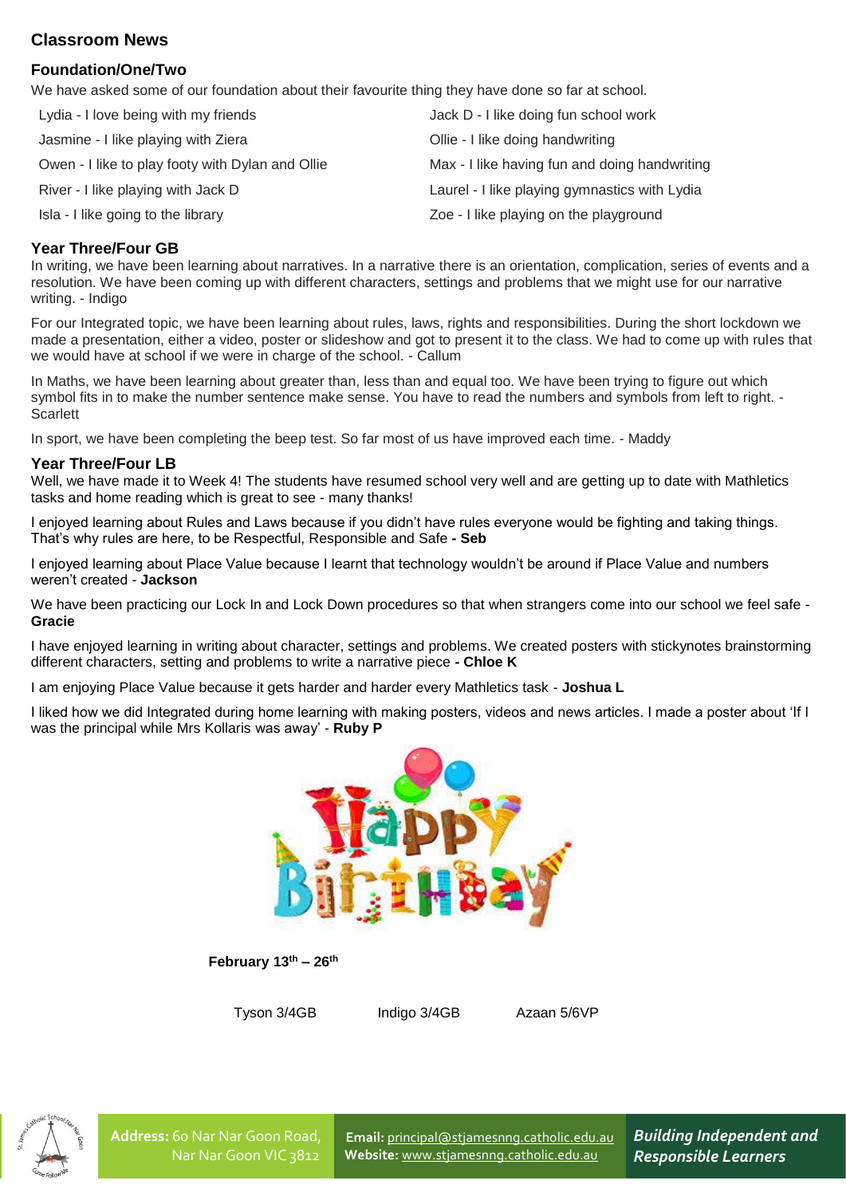## Classroom News

### Foundation/One/Two

We have asked some of our foundation about their favourite thing they have done so far at school.

Lydia - I love being with my friends

Jasmine - I like playing with Ziera

Owen - I like to play footy with Dylan and Ollie

River - I like playing with Jack D

Isla - I like going to the library

Jack D - I like doing fun school work

Ollie - I like doing handwriting

Max - I like having fun and doing handwriting

Laurel - I like playing gymnastics with Lydia

Zoe - I like playing on the playground

### Year Three/Four GB

In writing, we have been learning about narratives. In a narrative there is an orientation, complication, series of events and a resolution. We have been coming up with different characters, settings and problems that we might use for our narrative writing. - Indigo

For our Integrated topic, we have been learning about rules, laws, rights and responsibilities. During the short lockdown we made a presentation, either a video, poster or slideshow and got to present it to the class. We had to come up with rules that we would have at school if we were in charge of the school. - Callum

In Maths, we have been learning about greater than, less than and equal too. We have been trying to figure out which symbol fits in to make the number sentence make sense. You have to read the numbers and symbols from left to right. - Scarlett

In sport, we have been completing the beep test. So far most of us have improved each time. - Maddy

### Year Three/Four LB

Well, we have made it to Week 4! The students have resumed school very well and are getting up to date with Mathletics tasks and home reading which is great to see - many thanks!

I enjoyed learning about Rules and Laws because if you didn't have rules everyone would be fighting and taking things. That's why rules are here, to be Respectful, Responsible and Safe **- Seb**

I enjoyed learning about Place Value because I learnt that technology wouldn't be around if Place Value and numbers weren't created - **Jackson**

We have been practicing our Lock In and Lock Down procedures so that when strangers come into our school we feel safe - **Gracie**

I have enjoyed learning in writing about character, settings and problems. We created posters with stickynotes brainstorming different characters, setting and problems to write a narrative piece **- Chloe K**

I am enjoying Place Value because it gets harder and harder every Mathletics task - **Joshua L**

I liked how we did Integrated during home learning with making posters, videos and news articles. I made a poster about 'If I was the principal while Mrs Kollaris was away' - **Ruby P**

**February 13th – 26th**

Tyson 3/4GB

Indigo 3/4GB

Azaan 5/6VP

**Address:** 60 Nar Nar Goon Road, Nar Nar Goon VIC 3812

**Email:** principal@stjamesnng.catholic.edu.au
**Website:** www.stjamesnng.catholic.edu.au

***Building Independent and Responsible Learners***